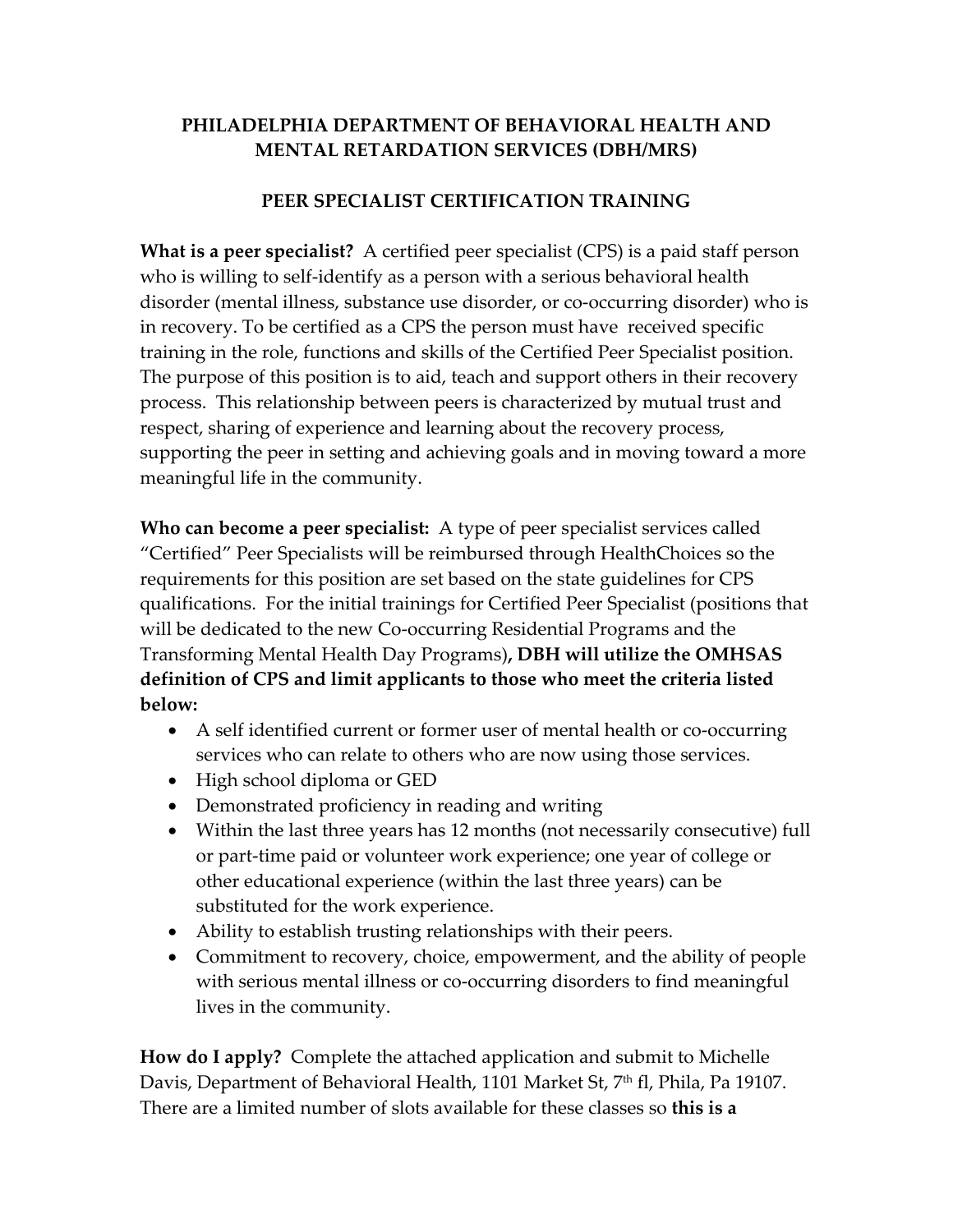**PHILADELPHIA DEPARTMENT OF BEHAVIORAL HEALTH AND MENTAL RETARDATION SERVICES (DBH/MRS)**

**PEER SPECIALIST CERTIFICATION TRAINING**

**What is a peer specialist?** A certified peer specialist (CPS) is a paid staff person who is willing to self-identify as a person with a serious behavioral health disorder (mental illness, substance use disorder, or co-occurring disorder) who is in recovery. To be certified as a CPS the person must have received specific training in the role, functions and skills of the Certified Peer Specialist position. The purpose of this position is to aid, teach and support others in their recovery process. This relationship between peers is characterized by mutual trust and respect, sharing of experience and learning about the recovery process, supporting the peer in setting and achieving goals and in moving toward a more meaningful life in the community.

**Who can become a peer specialist:** A type of peer specialist services called "Certified" Peer Specialists will be reimbursed through HealthChoices so the requirements for this position are set based on the state guidelines for CPS qualifications. For the initial trainings for Certified Peer Specialist (positions that will be dedicated to the new Co-occurring Residential Programs and the Transforming Mental Health Day Programs)**, DBH will utilize the OMHSAS definition of CPS and limit applicants to those who meet the criteria listed below:**

- A self identified current or former user of mental health or co-occurring services who can relate to others who are now using those services.
- High school diploma or GED
- Demonstrated proficiency in reading and writing
- Within the last three years has 12 months (not necessarily consecutive) full or part-time paid or volunteer work experience; one year of college or other educational experience (within the last three years) can be substituted for the work experience.
- Ability to establish trusting relationships with their peers.
- Commitment to recovery, choice, empowerment, and the ability of people with serious mental illness or co-occurring disorders to find meaningful lives in the community.

**How do I apply?** Complete the attached application and submit to Michelle Davis, Department of Behavioral Health, 1101 Market St, 7th fl, Phila, Pa 19107. There are a limited number of slots available for these classes so **this is a**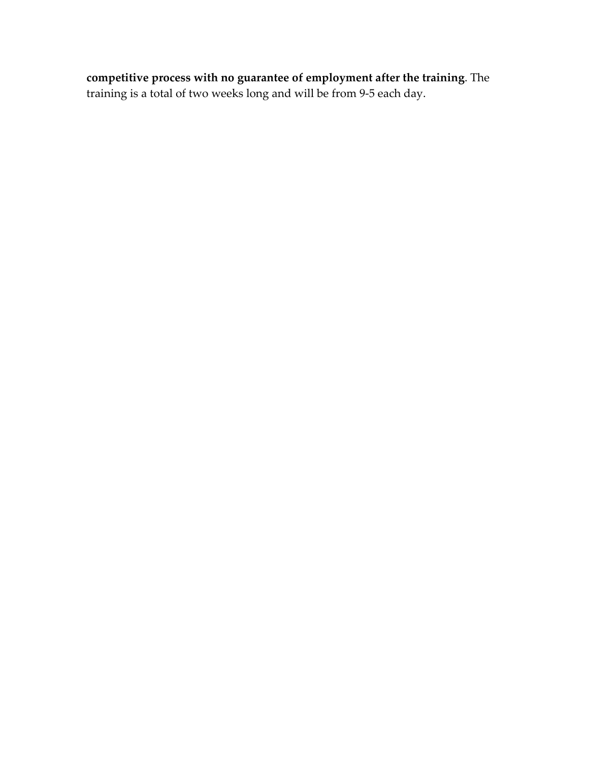**competitive process with no guarantee of employment after the training**. The training is a total of two weeks long and will be from 9-5 each day.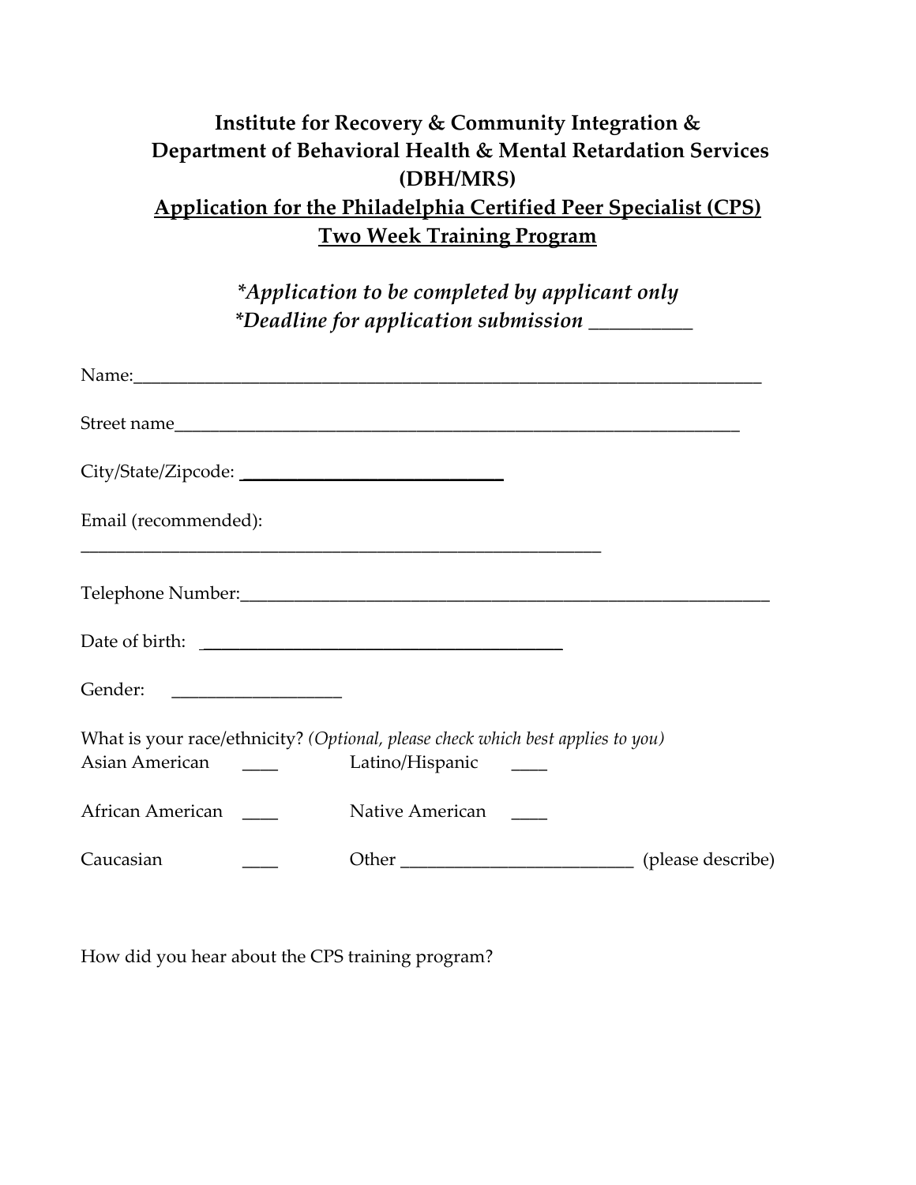**Institute for Recovery & Community Integration &**
**Department of Behavioral Health & Mental Retardation Services (DBH/MRS)**

**<u>Application for the Philadelphia Certified Peer Specialist (CPS) Two Week Training Program</u>**

*\*Application to be completed by applicant only*
*\*Deadline for application submission __________*

Name:______________________________________________________________________

Street name__________________________________________________________________

City/State/Zipcode: ____________________________

Email (recommended):
_______________________________________________________

Telephone Number:____________________________________________________________

Date of birth: ______________________________________

Gender: __________________

What is your race/ethnicity? *(Optional, please check which best applies to you)*

Asian American ____ Latino/Hispanic ____

African American ____ Native American ____

Caucasian ____ Other _________________________ (please describe)

How did you hear about the CPS training program?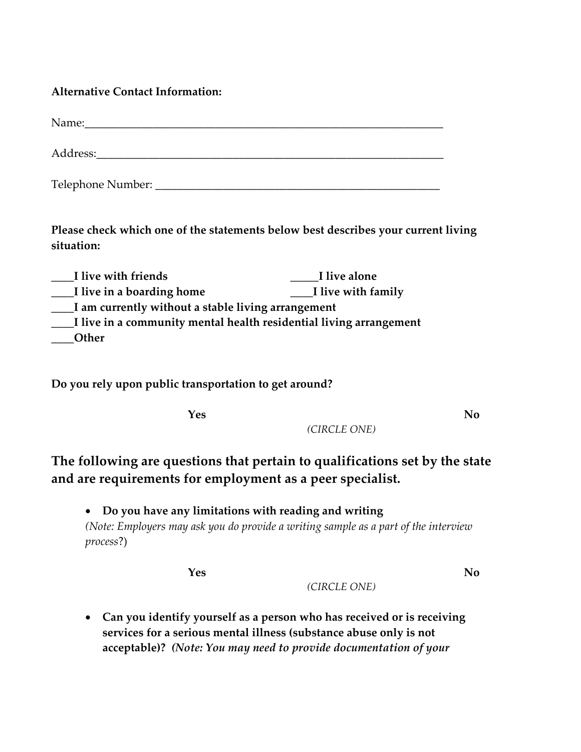**Alternative Contact Information:**

Name:_________________________________________________________________

Address:_______________________________________________________________

Telephone Number: ____________________________________________________

**Please check which one of the statements below best describes your current living situation:**

**____I live with friends** &nbsp;&nbsp;&nbsp;&nbsp;&nbsp;&nbsp;&nbsp;&nbsp; **_____I live alone**
**____I live in a boarding home** &nbsp;&nbsp;&nbsp;&nbsp;&nbsp;&nbsp;&nbsp;&nbsp; **____I live with family**
**____I am currently without a stable living arrangement**
**____I live in a community mental health residential living arrangement**
**____Other**

**Do you rely upon public transportation to get around?**

**Yes** &nbsp;&nbsp;&nbsp;&nbsp;&nbsp;&nbsp;&nbsp;&nbsp;&nbsp;&nbsp;&nbsp;&nbsp;&nbsp;&nbsp;&nbsp;&nbsp; **No**

*(CIRCLE ONE)*

## The following are questions that pertain to qualifications set by the state and are requirements for employment as a peer specialist.

- **Do you have any limitations with reading and writing**
  *(Note: Employers may ask you do provide a writing sample as a part of the interview process*?)

  **Yes** &nbsp;&nbsp;&nbsp;&nbsp;&nbsp;&nbsp;&nbsp;&nbsp;&nbsp;&nbsp;&nbsp;&nbsp;&nbsp;&nbsp;&nbsp;&nbsp; **No**

  *(CIRCLE ONE)*

- **Can you identify yourself as a person who has received or is receiving services for a serious mental illness (substance abuse only is not acceptable)?** ***(Note: You may need to provide documentation of your***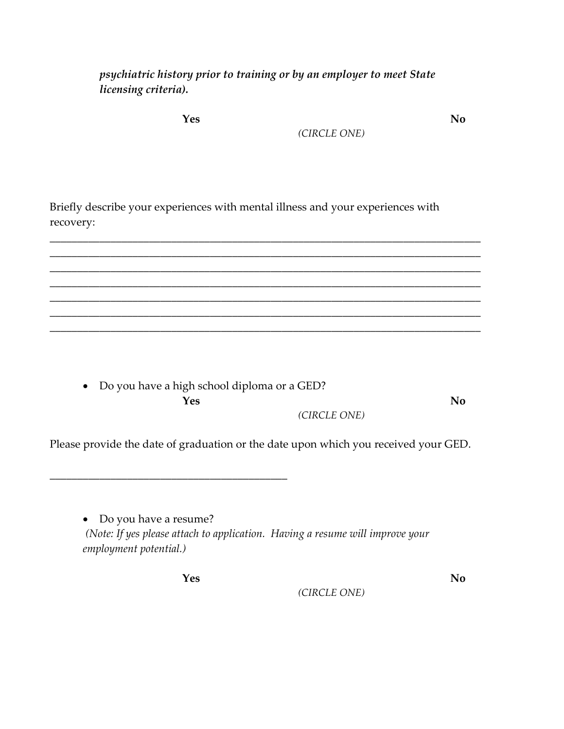***psychiatric history prior to training or by an employer to meet State licensing criteria).***

**Yes** *(CIRCLE ONE)* **No**

Briefly describe your experiences with mental illness and your experiences with recovery:

_______________________________________________________________________________
_______________________________________________________________________________
_______________________________________________________________________________
_______________________________________________________________________________
_______________________________________________________________________________
_______________________________________________________________________________
_______________________________________________________________________________

- Do you have a high school diploma or a GED?

**Yes** *(CIRCLE ONE)* **No**

Please provide the date of graduation or the date upon which you received your GED.

____________________________________________

- Do you have a resume?

*(Note: If yes please attach to application. Having a resume will improve your employment potential.)*

**Yes** *(CIRCLE ONE)* **No**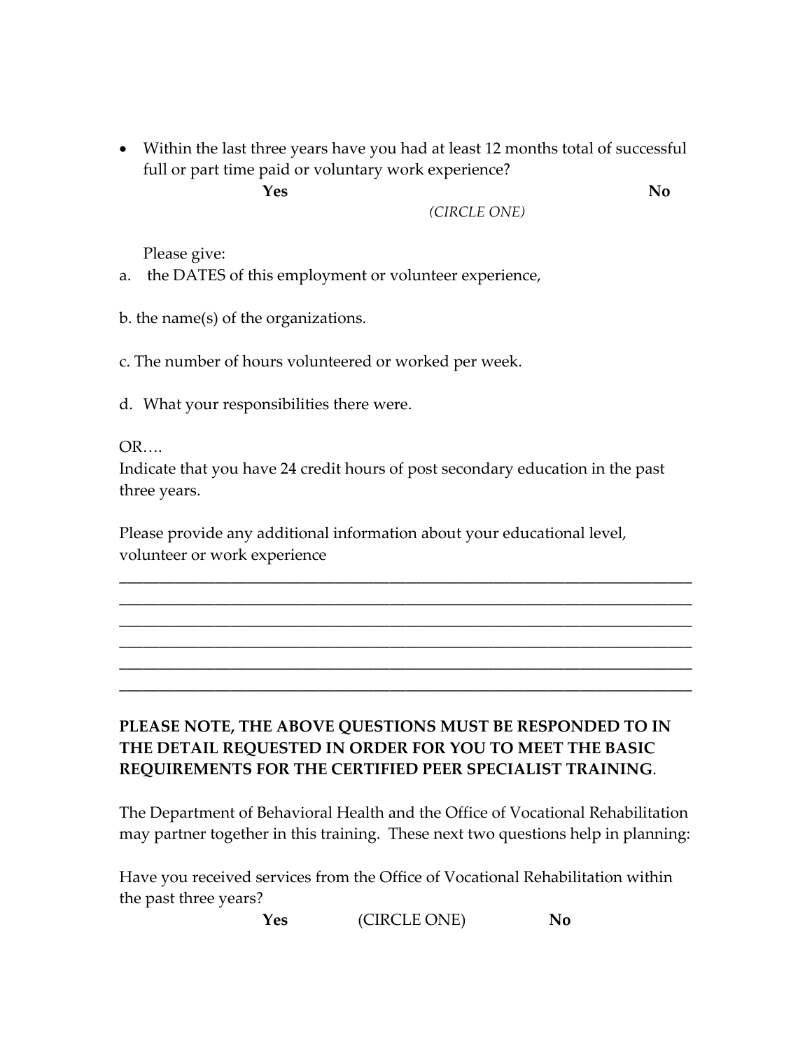- Within the last three years have you had at least 12 months total of successful full or part time paid or voluntary work experience?

  **Yes** *(CIRCLE ONE)* **No**

  Please give:

a. the DATES of this employment or volunteer experience,

b. the name(s) of the organizations.

c. The number of hours volunteered or worked per week.

d. What your responsibilities there were.

OR….

Indicate that you have 24 credit hours of post secondary education in the past three years.

Please provide any additional information about your educational level, volunteer or work experience

\_\_\_\_\_\_\_\_\_\_\_\_\_\_\_\_\_\_\_\_\_\_\_\_\_\_\_\_\_\_\_\_\_\_\_\_\_\_\_\_\_\_\_\_\_\_\_\_\_\_\_\_\_\_\_\_\_\_\_\_\_\_\_\_\_\_\_\_\_\_

\_\_\_\_\_\_\_\_\_\_\_\_\_\_\_\_\_\_\_\_\_\_\_\_\_\_\_\_\_\_\_\_\_\_\_\_\_\_\_\_\_\_\_\_\_\_\_\_\_\_\_\_\_\_\_\_\_\_\_\_\_\_\_\_\_\_\_\_\_\_

\_\_\_\_\_\_\_\_\_\_\_\_\_\_\_\_\_\_\_\_\_\_\_\_\_\_\_\_\_\_\_\_\_\_\_\_\_\_\_\_\_\_\_\_\_\_\_\_\_\_\_\_\_\_\_\_\_\_\_\_\_\_\_\_\_\_\_\_\_\_

\_\_\_\_\_\_\_\_\_\_\_\_\_\_\_\_\_\_\_\_\_\_\_\_\_\_\_\_\_\_\_\_\_\_\_\_\_\_\_\_\_\_\_\_\_\_\_\_\_\_\_\_\_\_\_\_\_\_\_\_\_\_\_\_\_\_\_\_\_\_

\_\_\_\_\_\_\_\_\_\_\_\_\_\_\_\_\_\_\_\_\_\_\_\_\_\_\_\_\_\_\_\_\_\_\_\_\_\_\_\_\_\_\_\_\_\_\_\_\_\_\_\_\_\_\_\_\_\_\_\_\_\_\_\_\_\_\_\_\_\_

\_\_\_\_\_\_\_\_\_\_\_\_\_\_\_\_\_\_\_\_\_\_\_\_\_\_\_\_\_\_\_\_\_\_\_\_\_\_\_\_\_\_\_\_\_\_\_\_\_\_\_\_\_\_\_\_\_\_\_\_\_\_\_\_\_\_\_\_\_\_

**PLEASE NOTE, THE ABOVE QUESTIONS MUST BE RESPONDED TO IN THE DETAIL REQUESTED IN ORDER FOR YOU TO MEET THE BASIC REQUIREMENTS FOR THE CERTIFIED PEER SPECIALIST TRAINING**.

The Department of Behavioral Health and the Office of Vocational Rehabilitation may partner together in this training. These next two questions help in planning:

Have you received services from the Office of Vocational Rehabilitation within the past three years?

**Yes** (CIRCLE ONE) **No**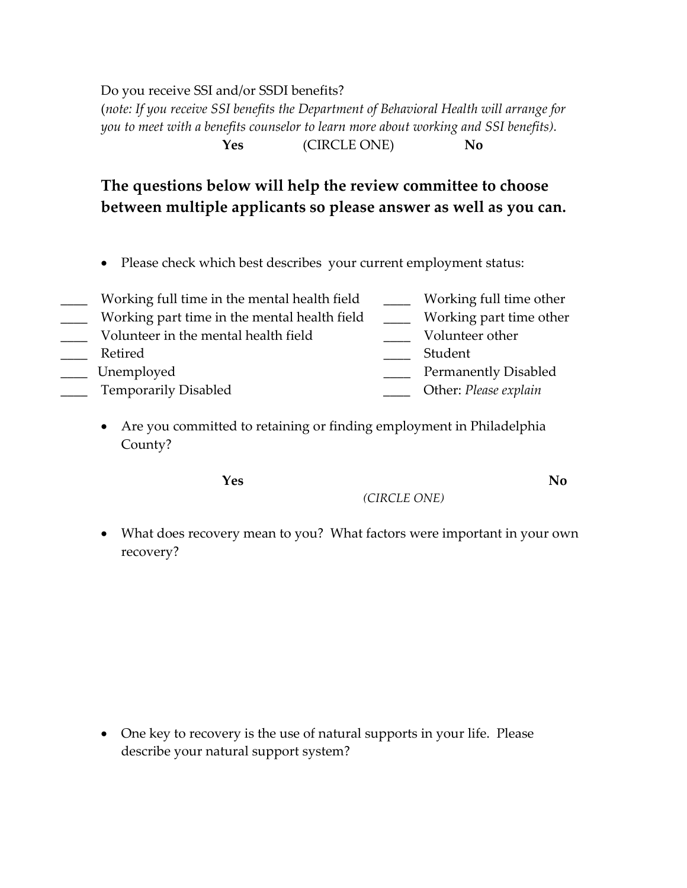Do you receive SSI and/or SSDI benefits?
(*note: If you receive SSI benefits the Department of Behavioral Health will arrange for you to meet with a benefits counselor to learn more about working and SSI benefits).*

**Yes** (CIRCLE ONE) **No**

## The questions below will help the review committee to choose between multiple applicants so please answer as well as you can.

- Please check which best describes your current employment status:

| | | | |
|---|---|---|---|
| ____ | Working full time in the mental health field | ____ | Working full time other |
| ____ | Working part time in the mental health field | ____ | Working part time other |
| ____ | Volunteer in the mental health field | ____ | Volunteer other |
| ____ | Retired | ____ | Student |
| ____ | Unemployed | ____ | Permanently Disabled |
| ____ | Temporarily Disabled | ____ | Other: *Please explain* |

- Are you committed to retaining or finding employment in Philadelphia County?

**Yes** **No**

*(CIRCLE ONE)*

- What does recovery mean to you? What factors were important in your own recovery?

- One key to recovery is the use of natural supports in your life. Please describe your natural support system?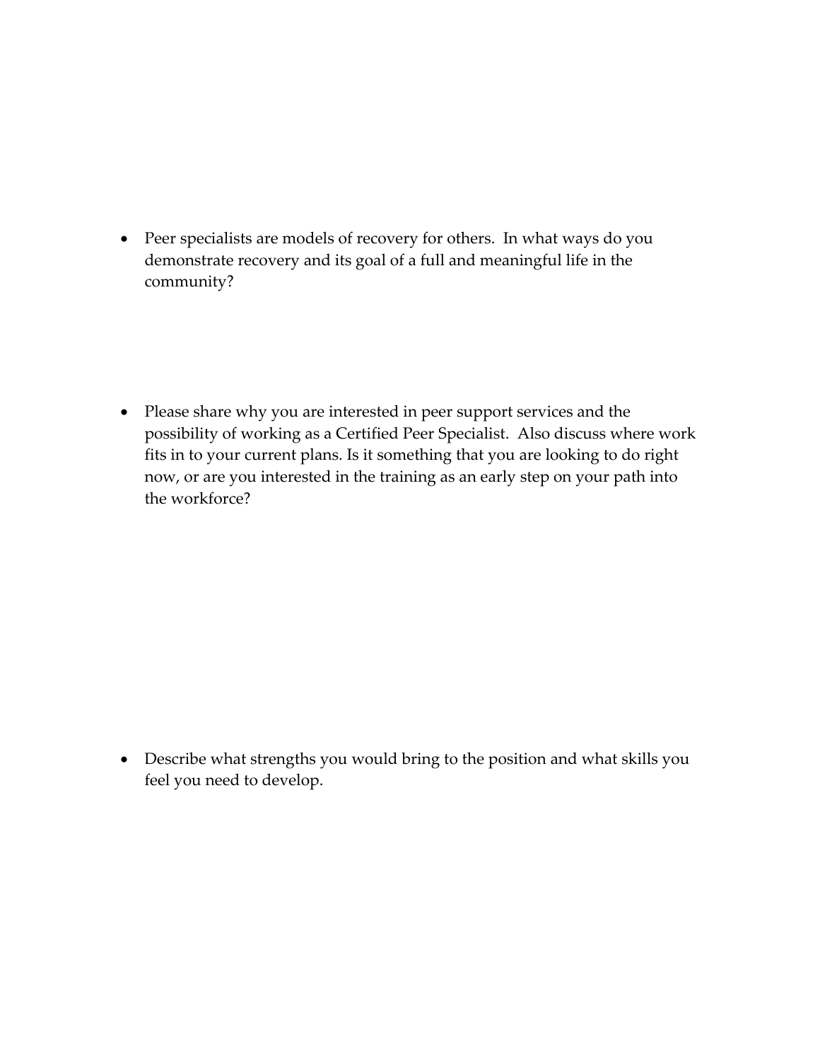- Peer specialists are models of recovery for others. In what ways do you demonstrate recovery and its goal of a full and meaningful life in the community?

- Please share why you are interested in peer support services and the possibility of working as a Certified Peer Specialist. Also discuss where work fits in to your current plans. Is it something that you are looking to do right now, or are you interested in the training as an early step on your path into the workforce?

- Describe what strengths you would bring to the position and what skills you feel you need to develop.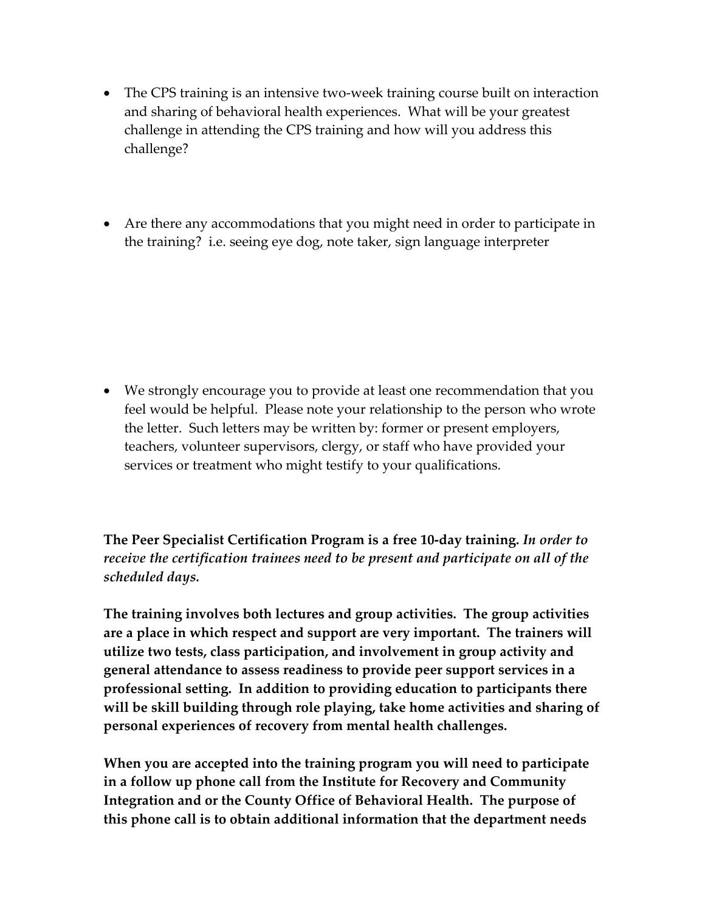- The CPS training is an intensive two-week training course built on interaction and sharing of behavioral health experiences. What will be your greatest challenge in attending the CPS training and how will you address this challenge?

- Are there any accommodations that you might need in order to participate in the training? i.e. seeing eye dog, note taker, sign language interpreter

- We strongly encourage you to provide at least one recommendation that you feel would be helpful. Please note your relationship to the person who wrote the letter. Such letters may be written by: former or present employers, teachers, volunteer supervisors, clergy, or staff who have provided your services or treatment who might testify to your qualifications.

**The Peer Specialist Certification Program is a free 10-day training.** ***In order to receive the certification trainees need to be present and participate on all of the scheduled days.***

**The training involves both lectures and group activities. The group activities are a place in which respect and support are very important. The trainers will utilize two tests, class participation, and involvement in group activity and general attendance to assess readiness to provide peer support services in a professional setting. In addition to providing education to participants there will be skill building through role playing, take home activities and sharing of personal experiences of recovery from mental health challenges.**

**When you are accepted into the training program you will need to participate in a follow up phone call from the Institute for Recovery and Community Integration and or the County Office of Behavioral Health. The purpose of this phone call is to obtain additional information that the department needs**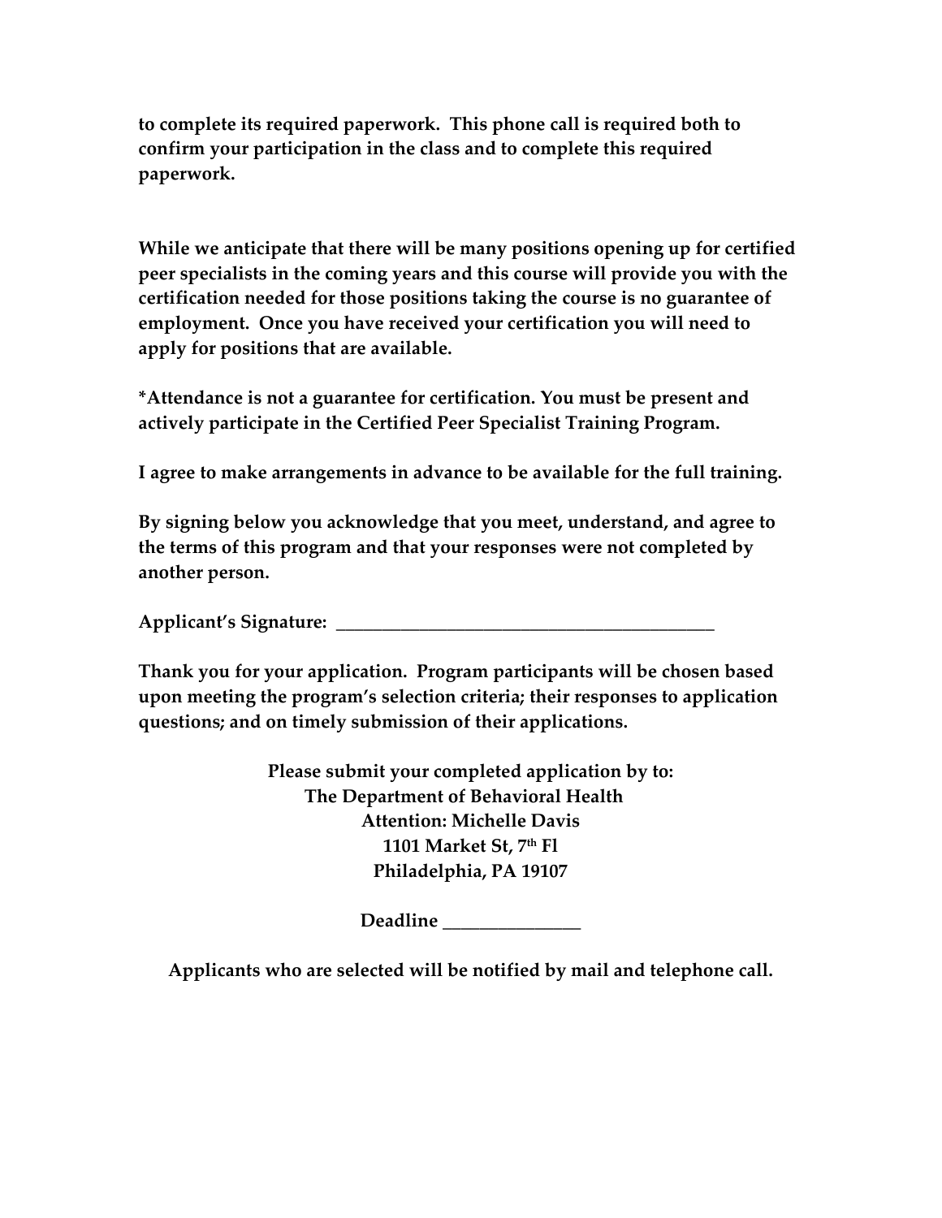**to complete its required paperwork. This phone call is required both to confirm your participation in the class and to complete this required paperwork.**

**While we anticipate that there will be many positions opening up for certified peer specialists in the coming years and this course will provide you with the certification needed for those positions taking the course is no guarantee of employment. Once you have received your certification you will need to apply for positions that are available.**

**\*Attendance is not a guarantee for certification. You must be present and actively participate in the Certified Peer Specialist Training Program.**

**I agree to make arrangements in advance to be available for the full training.**

**By signing below you acknowledge that you meet, understand, and agree to the terms of this program and that your responses were not completed by another person.**

**Applicant's Signature: ___________________________________________**

**Thank you for your application. Program participants will be chosen based upon meeting the program's selection criteria; their responses to application questions; and on timely submission of their applications.**

**Please submit your completed application by to:**
**The Department of Behavioral Health**
**Attention: Michelle Davis**
**1101 Market St, 7th Fl**
**Philadelphia, PA 19107**

**Deadline _______________**

**Applicants who are selected will be notified by mail and telephone call.**